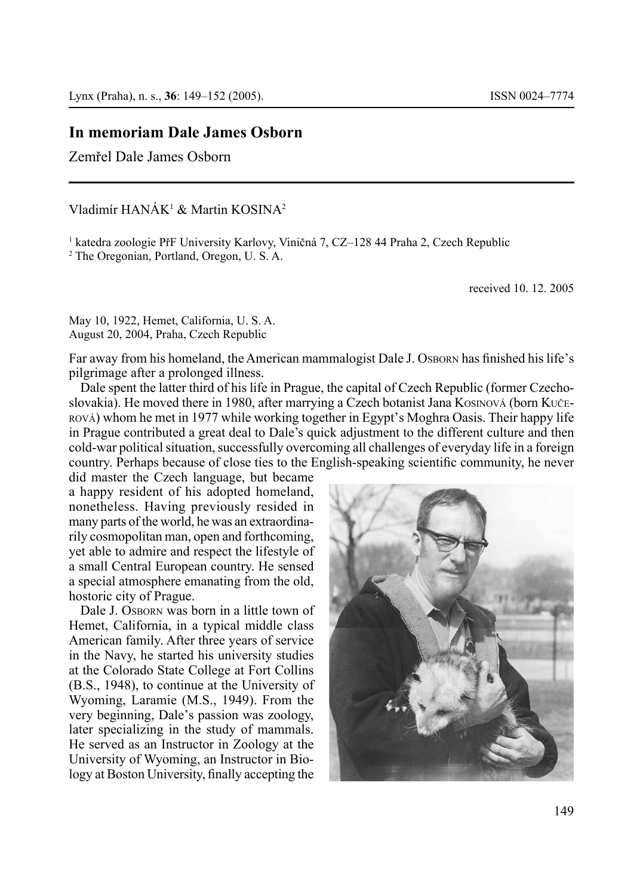# In memoriam Dale James Osborn

Zemřel Dale James Osborn

Vladimír HANÁK[1] & Martin KOSINA[2]

[1] katedra zoologie PřF University Karlovy, Viničná 7, CZ–128 44 Praha 2, Czech Republic
[2] The Oregonian, Portland, Oregon, U. S. A.

received 10. 12. 2005

May 10, 1922, Hemet, California, U. S. A.
August 20, 2004, Praha, Czech Republic

Far away from his homeland, the American mammalogist Dale J. Osborn has finished his life's pilgrimage after a prolonged illness.

Dale spent the latter third of his life in Prague, the capital of Czech Republic (former Czechoslovakia). He moved there in 1980, after marrying a Czech botanist Jana Kosinová (born Kučerová) whom he met in 1977 while working together in Egypt's Moghra Oasis. Their happy life in Prague contributed a great deal to Dale's quick adjustment to the different culture and then cold-war political situation, successfully overcoming all challenges of everyday life in a foreign country. Perhaps because of close ties to the English-speaking scientific community, he never did master the Czech language, but became a happy resident of his adopted homeland, nonetheless. Having previously resided in many parts of the world, he was an extraordinarily cosmopolitan man, open and forthcoming, yet able to admire and respect the lifestyle of a small Central European country. He sensed a special atmosphere emanating from the old, hostoric city of Prague.

Dale J. Osborn was born in a little town of Hemet, California, in a typical middle class American family. After three years of service in the Navy, he started his university studies at the Colorado State College at Fort Collins (B.S., 1948), to continue at the University of Wyoming, Laramie (M.S., 1949). From the very beginning, Dale's passion was zoology, later specializing in the study of mammals. He served as an Instructor in Zoology at the University of Wyoming, an Instructor in Biology at Boston University, finally accepting the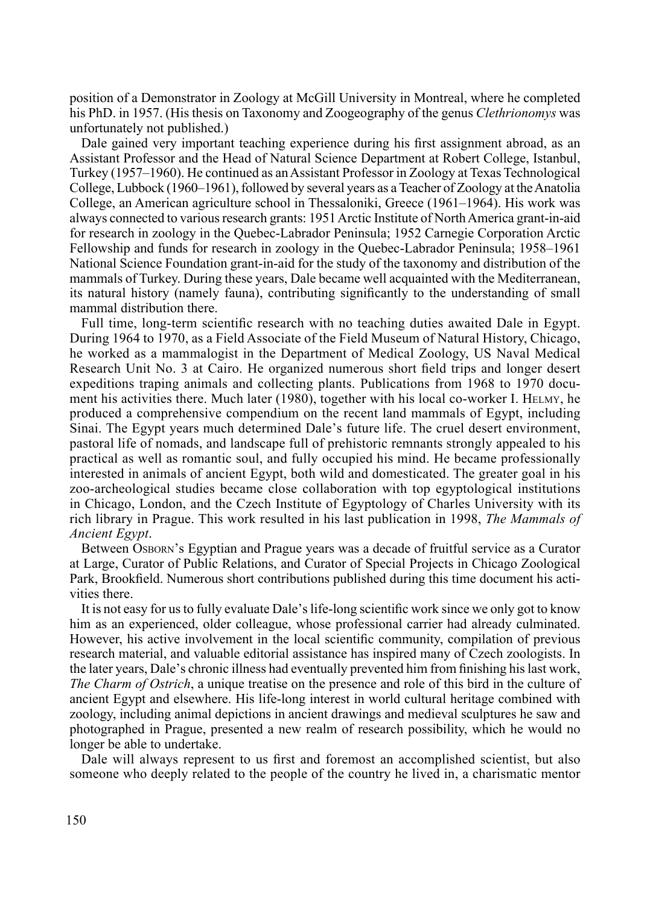position of a Demonstrator in Zoology at McGill University in Montreal, where he completed his PhD. in 1957. (His thesis on Taxonomy and Zoogeography of the genus *Clethrionomys* was unfortunately not published.)

Dale gained very important teaching experience during his first assignment abroad, as an Assistant Professor and the Head of Natural Science Department at Robert College, Istanbul, Turkey (1957–1960). He continued as an Assistant Professor in Zoology at Texas Technological College, Lubbock (1960–1961), followed by several years as a Teacher of Zoology at the Anatolia College, an American agriculture school in Thessaloniki, Greece (1961–1964). His work was always connected to various research grants: 1951 Arctic Institute of North America grant-in-aid for research in zoology in the Quebec-Labrador Peninsula; 1952 Carnegie Corporation Arctic Fellowship and funds for research in zoology in the Quebec-Labrador Peninsula; 1958–1961 National Science Foundation grant-in-aid for the study of the taxonomy and distribution of the mammals of Turkey. During these years, Dale became well acquainted with the Mediterranean, its natural history (namely fauna), contributing significantly to the understanding of small mammal distribution there.

Full time, long-term scientific research with no teaching duties awaited Dale in Egypt. During 1964 to 1970, as a Field Associate of the Field Museum of Natural History, Chicago, he worked as a mammalogist in the Department of Medical Zoology, US Naval Medical Research Unit No. 3 at Cairo. He organized numerous short field trips and longer desert expeditions traping animals and collecting plants. Publications from 1968 to 1970 document his activities there. Much later (1980), together with his local co-worker I. Helmy, he produced a comprehensive compendium on the recent land mammals of Egypt, including Sinai. The Egypt years much determined Dale's future life. The cruel desert environment, pastoral life of nomads, and landscape full of prehistoric remnants strongly appealed to his practical as well as romantic soul, and fully occupied his mind. He became professionally interested in animals of ancient Egypt, both wild and domesticated. The greater goal in his zoo-archeological studies became close collaboration with top egyptological institutions in Chicago, London, and the Czech Institute of Egyptology of Charles University with its rich library in Prague. This work resulted in his last publication in 1998, *The Mammals of Ancient Egypt*.

Between Osborn's Egyptian and Prague years was a decade of fruitful service as a Curator at Large, Curator of Public Relations, and Curator of Special Projects in Chicago Zoological Park, Brookfield. Numerous short contributions published during this time document his activities there.

It is not easy for us to fully evaluate Dale's life-long scientific work since we only got to know him as an experienced, older colleague, whose professional carrier had already culminated. However, his active involvement in the local scientific community, compilation of previous research material, and valuable editorial assistance has inspired many of Czech zoologists. In the later years, Dale's chronic illness had eventually prevented him from finishing his last work, *The Charm of Ostrich*, a unique treatise on the presence and role of this bird in the culture of ancient Egypt and elsewhere. His life-long interest in world cultural heritage combined with zoology, including animal depictions in ancient drawings and medieval sculptures he saw and photographed in Prague, presented a new realm of research possibility, which he would no longer be able to undertake.

Dale will always represent to us first and foremost an accomplished scientist, but also someone who deeply related to the people of the country he lived in, a charismatic mentor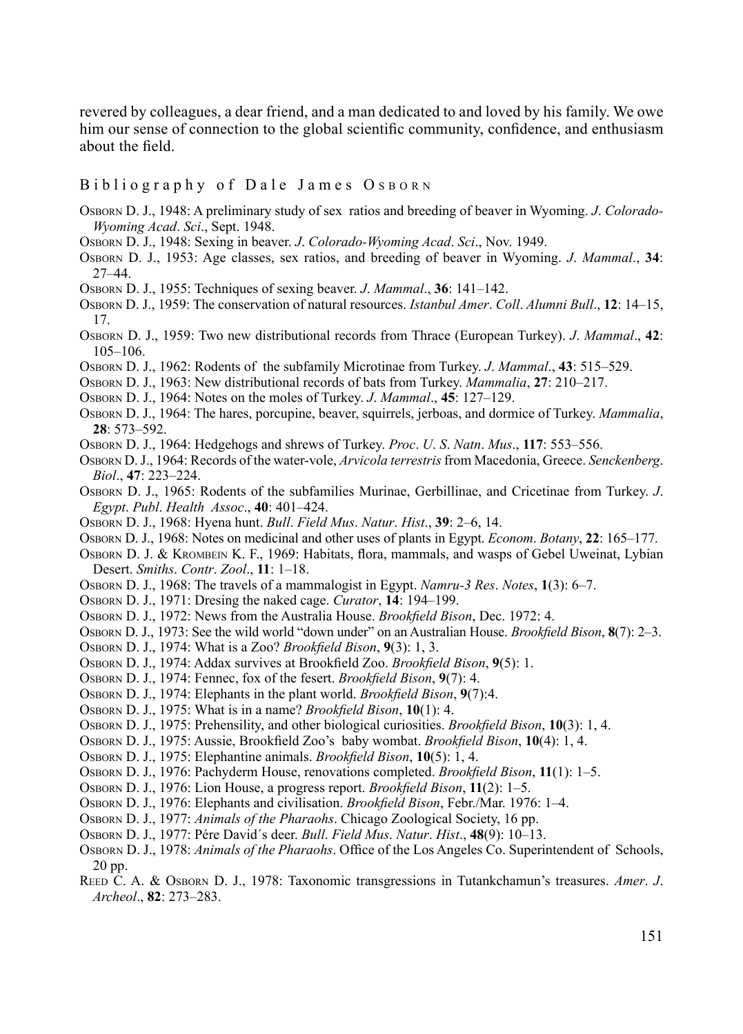revered by colleagues, a dear friend, and a man dedicated to and loved by his family. We owe him our sense of connection to the global scientific community, confidence, and enthusiasm about the field.

## Bibliography of Dale James Osborn

Osborn D. J., 1948: A preliminary study of sex ratios and breeding of beaver in Wyoming. *J. Colorado-Wyoming Acad. Sci.*, Sept. 1948.

Osborn D. J., 1948: Sexing in beaver. *J. Colorado-Wyoming Acad. Sci.*, Nov. 1949.

Osborn D. J., 1953: Age classes, sex ratios, and breeding of beaver in Wyoming. *J. Mammal.*, **34**: 27–44.

Osborn D. J., 1955: Techniques of sexing beaver. *J. Mammal.*, **36**: 141–142.

Osborn D. J., 1959: The conservation of natural resources. *Istanbul Amer. Coll. Alumni Bull.*, **12**: 14–15, 17.

Osborn D. J., 1959: Two new distributional records from Thrace (European Turkey). *J. Mammal.*, **42**: 105–106.

Osborn D. J., 1962: Rodents of the subfamily Microtinae from Turkey. *J. Mammal.*, **43**: 515–529.

Osborn D. J., 1963: New distributional records of bats from Turkey. *Mammalia*, **27**: 210–217.

Osborn D. J., 1964: Notes on the moles of Turkey. *J. Mammal.*, **45**: 127–129.

Osborn D. J., 1964: The hares, porcupine, beaver, squirrels, jerboas, and dormice of Turkey. *Mammalia*, **28**: 573–592.

Osborn D. J., 1964: Hedgehogs and shrews of Turkey. *Proc. U. S. Natn. Mus.*, **117**: 553–556.

Osborn D. J., 1964: Records of the water-vole, *Arvicola terrestris* from Macedonia, Greece. *Senckenberg. Biol.*, **47**: 223–224.

Osborn D. J., 1965: Rodents of the subfamilies Murinae, Gerbillinae, and Cricetinae from Turkey. *J. Egypt. Publ. Health Assoc.*, **40**: 401–424.

Osborn D. J., 1968: Hyena hunt. *Bull. Field Mus. Natur. Hist.*, **39**: 2–6, 14.

Osborn D. J., 1968: Notes on medicinal and other uses of plants in Egypt. *Econom. Botany*, **22**: 165–177.

Osborn D. J. & Krombein K. F., 1969: Habitats, flora, mammals, and wasps of Gebel Uweinat, Lybian Desert. *Smiths. Contr. Zool.*, **11**: 1–18.

Osborn D. J., 1968: The travels of a mammalogist in Egypt. *Namru-3 Res. Notes*, **1**(3): 6–7.

Osborn D. J., 1971: Dresing the naked cage. *Curator*, **14**: 194–199.

Osborn D. J., 1972: News from the Australia House. *Brookfield Bison*, Dec. 1972: 4.

Osborn D. J., 1973: See the wild world "down under" on an Australian House. *Brookfield Bison*, **8**(7): 2–3.

Osborn D. J., 1974: What is a Zoo? *Brookfield Bison*, **9**(3): 1, 3.

Osborn D. J., 1974: Addax survives at Brookfield Zoo. *Brookfield Bison*, **9**(5): 1.

Osborn D. J., 1974: Fennec, fox of the fesert. *Brookfield Bison*, **9**(7): 4.

Osborn D. J., 1974: Elephants in the plant world. *Brookfield Bison*, **9**(7):4.

Osborn D. J., 1975: What is in a name? *Brookfield Bison*, **10**(1): 4.

Osborn D. J., 1975: Prehensility, and other biological curiosities. *Brookfield Bison*, **10**(3): 1, 4.

Osborn D. J., 1975: Aussie, Brookfield Zoo's baby wombat. *Brookfield Bison*, **10**(4): 1, 4.

Osborn D. J., 1975: Elephantine animals. *Brookfield Bison*, **10**(5): 1, 4.

Osborn D. J., 1976: Pachyderm House, renovations completed. *Brookfield Bison*, **11**(1): 1–5.

Osborn D. J., 1976: Lion House, a progress report. *Brookfield Bison*, **11**(2): 1–5.

Osborn D. J., 1976: Elephants and civilisation. *Brookfield Bison*, Febr./Mar. 1976: 1–4.

Osborn D. J., 1977: *Animals of the Pharaohs*. Chicago Zoological Society, 16 pp.

Osborn D. J., 1977: Pére David´s deer. *Bull. Field Mus. Natur. Hist.*, **48**(9): 10–13.

Osborn D. J., 1978: *Animals of the Pharaohs*. Office of the Los Angeles Co. Superintendent of Schools, 20 pp.

Reed C. A. & Osborn D. J., 1978: Taxonomic transgressions in Tutankchamun's treasures. *Amer. J. Archeol.*, **82**: 273–283.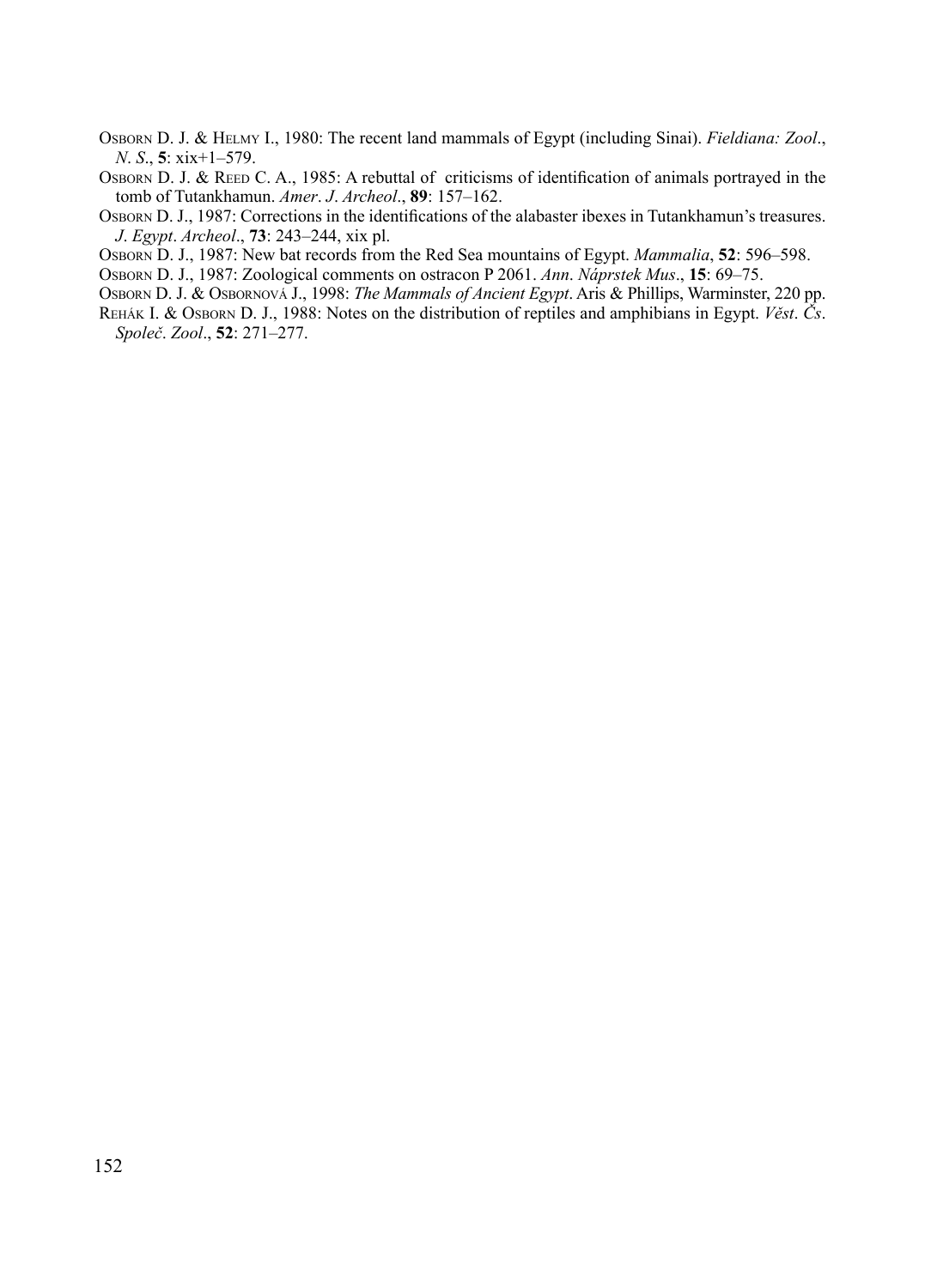Osborn D. J. & Helmy I., 1980: The recent land mammals of Egypt (including Sinai). *Fieldiana: Zool*., *N. S*., **5**: xix+1–579.

Osborn D. J. & Reed C. A., 1985: A rebuttal of criticisms of identification of animals portrayed in the tomb of Tutankhamun. *Amer*. *J*. *Archeol*., **89**: 157–162.

Osborn D. J., 1987: Corrections in the identifications of the alabaster ibexes in Tutankhamun's treasures. *J*. *Egypt*. *Archeol*., **73**: 243–244, xix pl.

Osborn D. J., 1987: New bat records from the Red Sea mountains of Egypt. *Mammalia*, **52**: 596–598.

Osborn D. J., 1987: Zoological comments on ostracon P 2061. *Ann*. *Náprstek Mus*., **15**: 69–75.

Osborn D. J. & Osbornová J., 1998: *The Mammals of Ancient Egypt*. Aris & Phillips, Warminster, 220 pp.

Rehák I. & Osborn D. J., 1988: Notes on the distribution of reptiles and amphibians in Egypt. *Věst*. *Čs*. *Společ*. *Zool*., **52**: 271–277.